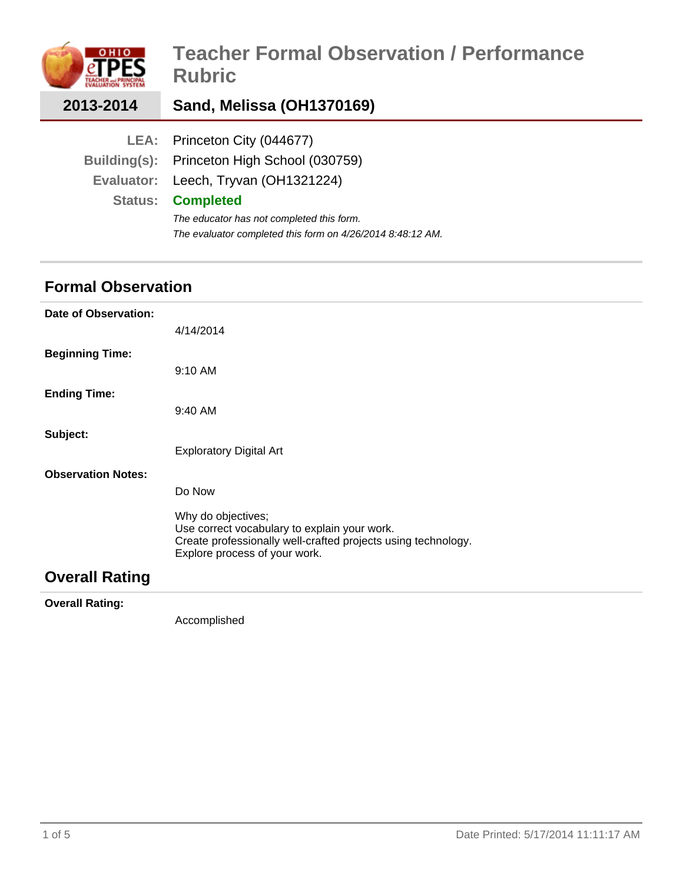# Teacher Formal Observation / Performance Rubric

**2013-2014** | **Sand, Melissa (OH1370169)**

**LEA:** Princeton City (044677)
**Building(s):** Princeton High School (030759)
**Evaluator:** Leech, Tryvan (OH1321224)
**Status:** **Completed**

*The educator has not completed this form.*
*The evaluator completed this form on 4/26/2014 8:48:12 AM.*

## Formal Observation

**Date of Observation:**

4/14/2014

**Beginning Time:**

9:10 AM

**Ending Time:**

9:40 AM

**Subject:**

Exploratory Digital Art

**Observation Notes:**

Do Now

Why do objectives;
Use correct vocabulary to explain your work.
Create professionally well-crafted projects using technology.
Explore process of your work.

## Overall Rating

**Overall Rating:**

Accomplished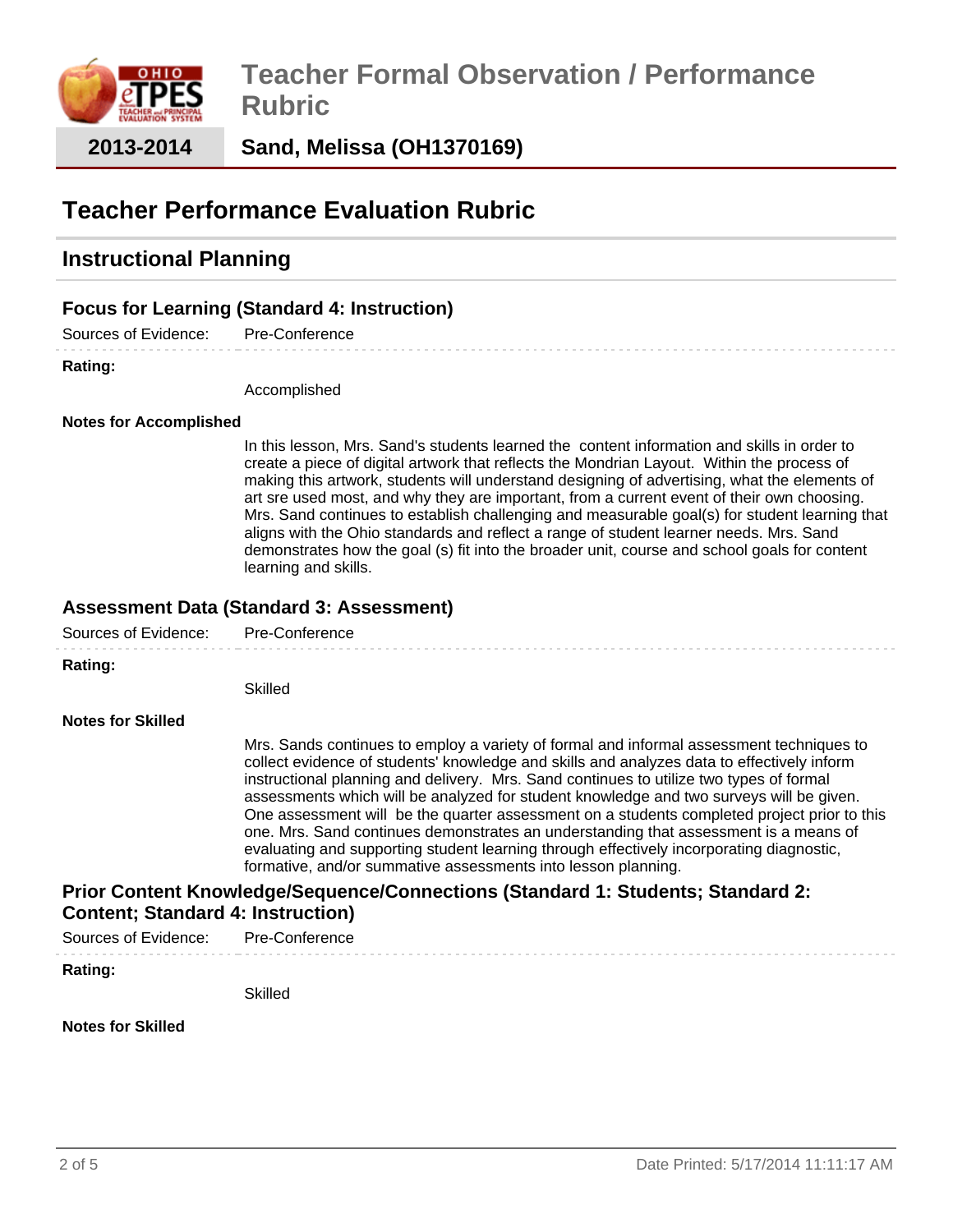# Teacher Formal Observation / Performance Rubric

**2013-2014** | **Sand, Melissa (OH1370169)**

## Teacher Performance Evaluation Rubric

### Instructional Planning

#### Focus for Learning (Standard 4: Instruction)

Sources of Evidence: Pre-Conference

**Rating:**

Accomplished

**Notes for Accomplished**

In this lesson, Mrs. Sand's students learned the content information and skills in order to create a piece of digital artwork that reflects the Mondrian Layout. Within the process of making this artwork, students will understand designing of advertising, what the elements of art sre used most, and why they are important, from a current event of their own choosing. Mrs. Sand continues to establish challenging and measurable goal(s) for student learning that aligns with the Ohio standards and reflect a range of student learner needs. Mrs. Sand demonstrates how the goal (s) fit into the broader unit, course and school goals for content learning and skills.

#### Assessment Data (Standard 3: Assessment)

Sources of Evidence: Pre-Conference

**Rating:**

Skilled

**Notes for Skilled**

Mrs. Sands continues to employ a variety of formal and informal assessment techniques to collect evidence of students' knowledge and skills and analyzes data to effectively inform instructional planning and delivery. Mrs. Sand continues to utilize two types of formal assessments which will be analyzed for student knowledge and two surveys will be given. One assessment will be the quarter assessment on a students completed project prior to this one. Mrs. Sand continues demonstrates an understanding that assessment is a means of evaluating and supporting student learning through effectively incorporating diagnostic, formative, and/or summative assessments into lesson planning.

#### Prior Content Knowledge/Sequence/Connections (Standard 1: Students; Standard 2: Content; Standard 4: Instruction)

Sources of Evidence: Pre-Conference

**Rating:**

Skilled

**Notes for Skilled**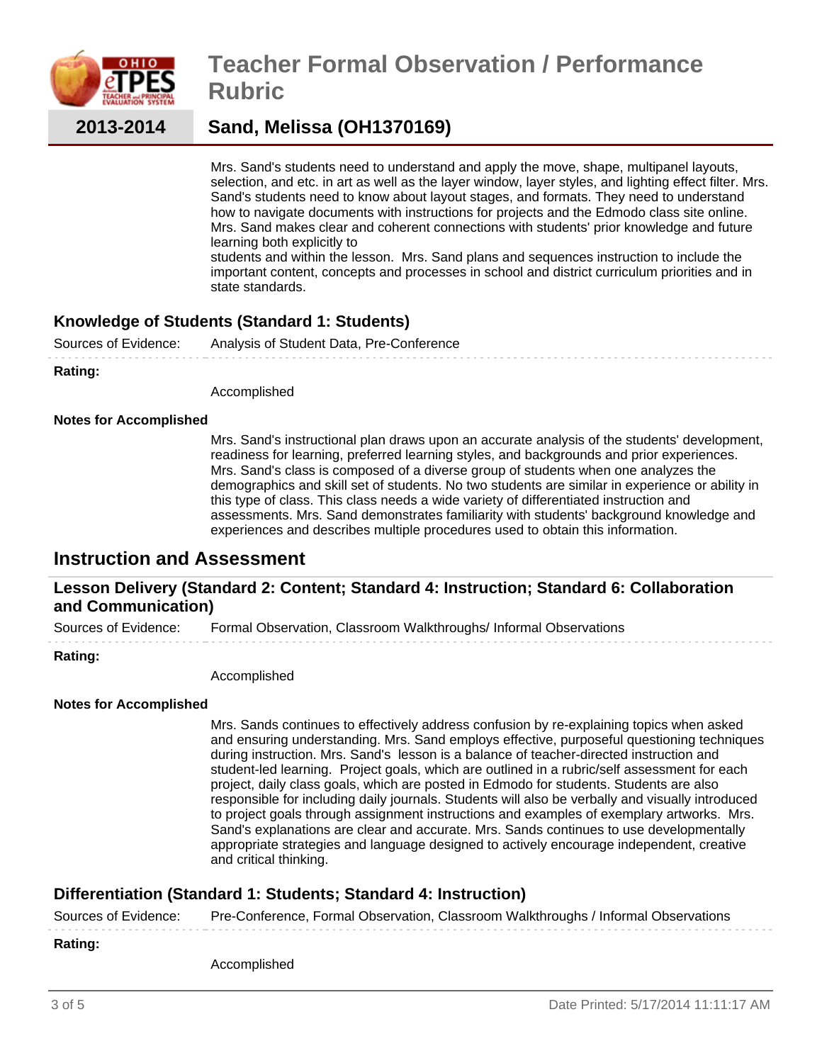Mrs. Sand's students need to understand and apply the move, shape, multipanel layouts, selection, and etc. in art as well as the layer window, layer styles, and lighting effect filter. Mrs. Sand's students need to know about layout stages, and formats. They need to understand how to navigate documents with instructions for projects and the Edmodo class site online. Mrs. Sand makes clear and coherent connections with students' prior knowledge and future learning both explicitly to
students and within the lesson. Mrs. Sand plans and sequences instruction to include the important content, concepts and processes in school and district curriculum priorities and in state standards.

### Knowledge of Students (Standard 1: Students)

Sources of Evidence: Analysis of Student Data, Pre-Conference

**Rating:**

Accomplished

**Notes for Accomplished**

Mrs. Sand's instructional plan draws upon an accurate analysis of the students' development, readiness for learning, preferred learning styles, and backgrounds and prior experiences. Mrs. Sand's class is composed of a diverse group of students when one analyzes the demographics and skill set of students. No two students are similar in experience or ability in this type of class. This class needs a wide variety of differentiated instruction and assessments. Mrs. Sand demonstrates familiarity with students' background knowledge and experiences and describes multiple procedures used to obtain this information.

## Instruction and Assessment

### Lesson Delivery (Standard 2: Content; Standard 4: Instruction; Standard 6: Collaboration and Communication)

Sources of Evidence: Formal Observation, Classroom Walkthroughs/ Informal Observations

**Rating:**

Accomplished

**Notes for Accomplished**

Mrs. Sands continues to effectively address confusion by re-explaining topics when asked and ensuring understanding. Mrs. Sand employs effective, purposeful questioning techniques during instruction. Mrs. Sand's lesson is a balance of teacher-directed instruction and student-led learning. Project goals, which are outlined in a rubric/self assessment for each project, daily class goals, which are posted in Edmodo for students. Students are also responsible for including daily journals. Students will also be verbally and visually introduced to project goals through assignment instructions and examples of exemplary artworks. Mrs. Sand's explanations are clear and accurate. Mrs. Sands continues to use developmentally appropriate strategies and language designed to actively encourage independent, creative and critical thinking.

### Differentiation (Standard 1: Students; Standard 4: Instruction)

Sources of Evidence: Pre-Conference, Formal Observation, Classroom Walkthroughs / Informal Observations

**Rating:**

Accomplished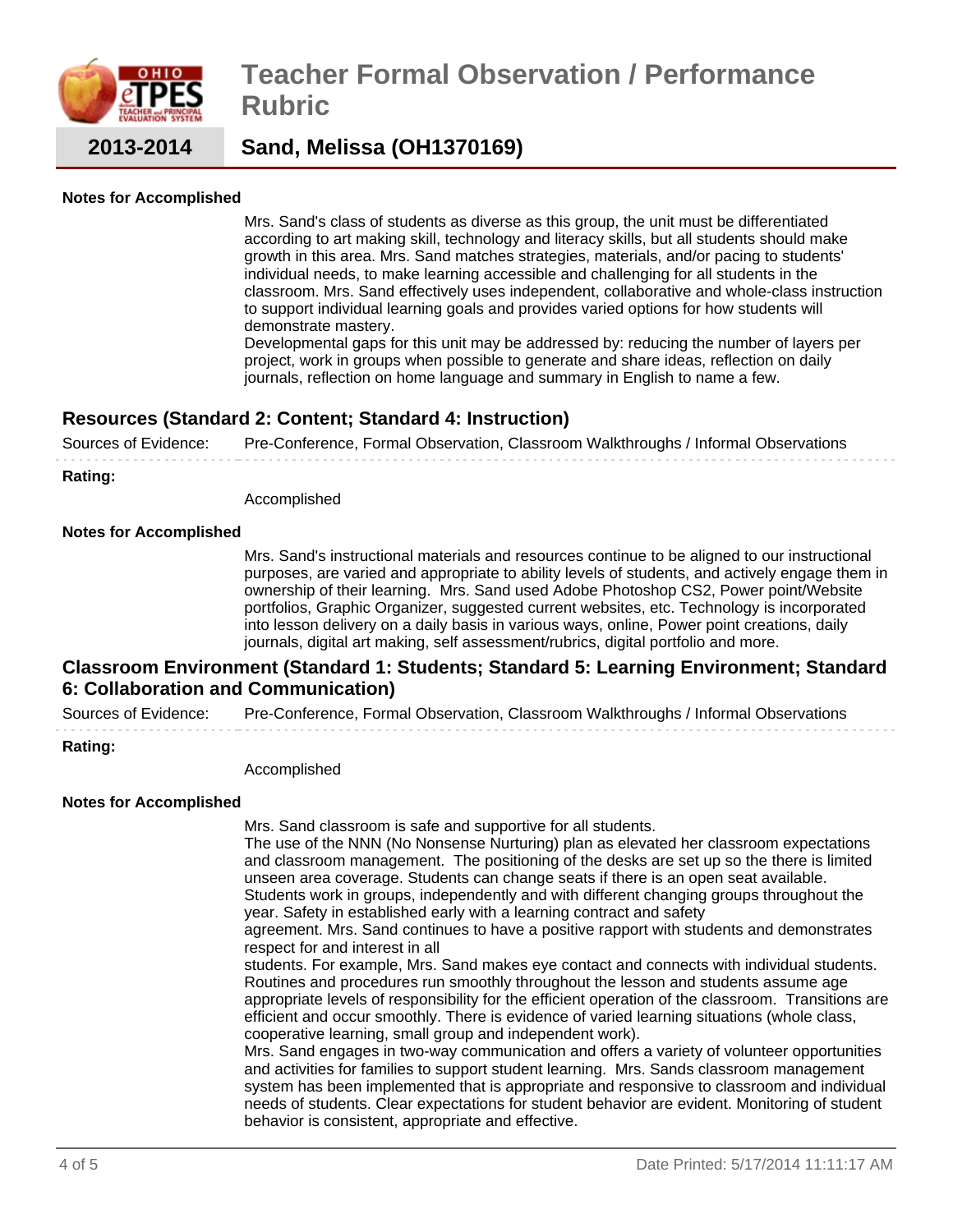**Notes for Accomplished**

Mrs. Sand's class of students as diverse as this group, the unit must be differentiated according to art making skill, technology and literacy skills, but all students should make growth in this area. Mrs. Sand matches strategies, materials, and/or pacing to students' individual needs, to make learning accessible and challenging for all students in the classroom. Mrs. Sand effectively uses independent, collaborative and whole-class instruction to support individual learning goals and provides varied options for how students will demonstrate mastery.
Developmental gaps for this unit may be addressed by: reducing the number of layers per project, work in groups when possible to generate and share ideas, reflection on daily journals, reflection on home language and summary in English to name a few.

## Resources (Standard 2: Content; Standard 4: Instruction)

Sources of Evidence: Pre-Conference, Formal Observation, Classroom Walkthroughs / Informal Observations

**Rating:**

Accomplished

**Notes for Accomplished**

Mrs. Sand's instructional materials and resources continue to be aligned to our instructional purposes, are varied and appropriate to ability levels of students, and actively engage them in ownership of their learning. Mrs. Sand used Adobe Photoshop CS2, Power point/Website portfolios, Graphic Organizer, suggested current websites, etc. Technology is incorporated into lesson delivery on a daily basis in various ways, online, Power point creations, daily journals, digital art making, self assessment/rubrics, digital portfolio and more.

## Classroom Environment (Standard 1: Students; Standard 5: Learning Environment; Standard 6: Collaboration and Communication)

Sources of Evidence: Pre-Conference, Formal Observation, Classroom Walkthroughs / Informal Observations

**Rating:**

Accomplished

**Notes for Accomplished**

Mrs. Sand classroom is safe and supportive for all students.
The use of the NNN (No Nonsense Nurturing) plan as elevated her classroom expectations and classroom management. The positioning of the desks are set up so the there is limited unseen area coverage. Students can change seats if there is an open seat available. Students work in groups, independently and with different changing groups throughout the year. Safety in established early with a learning contract and safety agreement. Mrs. Sand continues to have a positive rapport with students and demonstrates respect for and interest in all students. For example, Mrs. Sand makes eye contact and connects with individual students. Routines and procedures run smoothly throughout the lesson and students assume age appropriate levels of responsibility for the efficient operation of the classroom. Transitions are efficient and occur smoothly. There is evidence of varied learning situations (whole class, cooperative learning, small group and independent work).
Mrs. Sand engages in two-way communication and offers a variety of volunteer opportunities and activities for families to support student learning. Mrs. Sands classroom management system has been implemented that is appropriate and responsive to classroom and individual needs of students. Clear expectations for student behavior are evident. Monitoring of student behavior is consistent, appropriate and effective.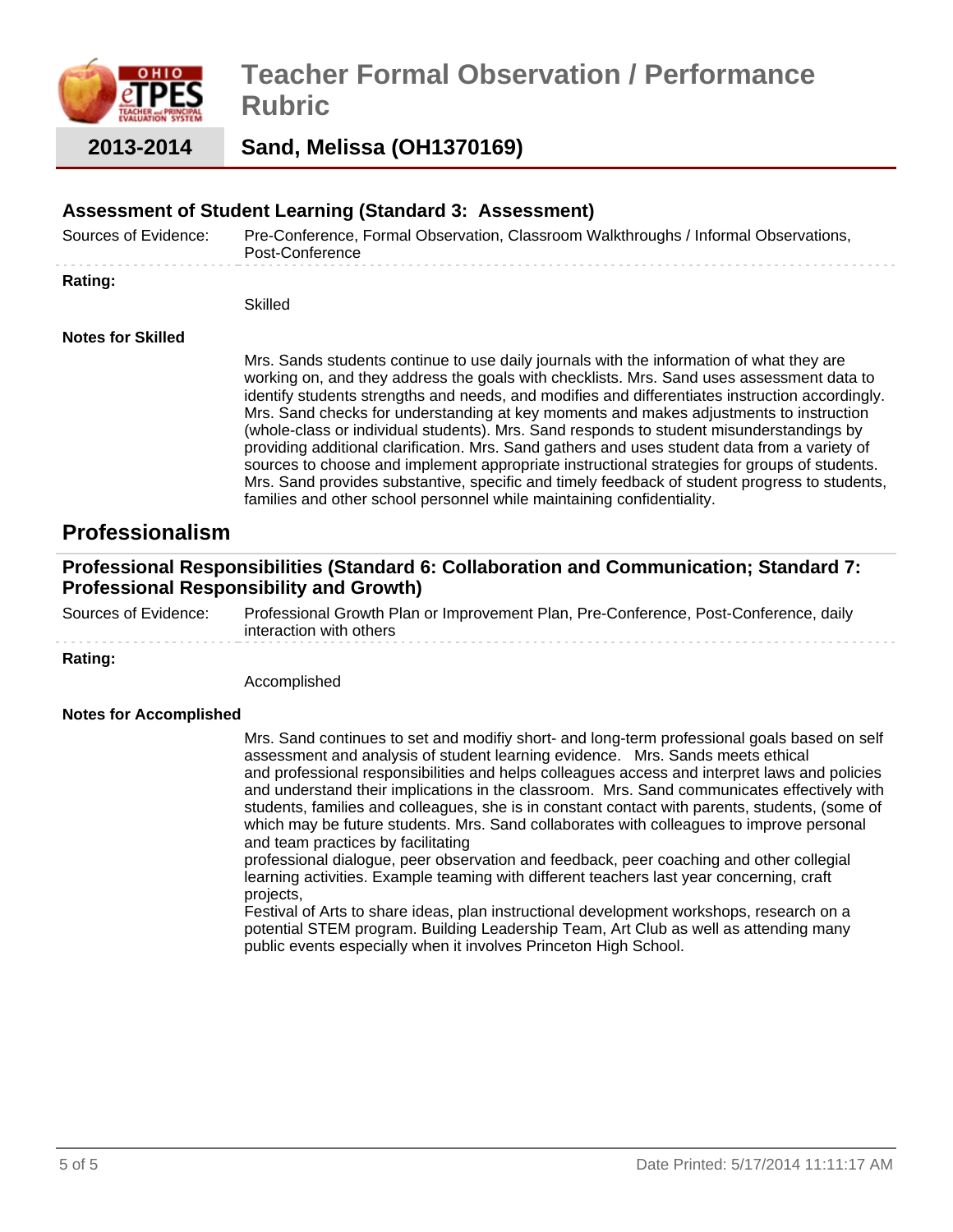# Teacher Formal Observation / Performance Rubric

**2013-2014** **Sand, Melissa (OH1370169)**

### Assessment of Student Learning (Standard 3: Assessment)

Sources of Evidence: Pre-Conference, Formal Observation, Classroom Walkthroughs / Informal Observations, Post-Conference

**Rating:**

Skilled

**Notes for Skilled**

Mrs. Sands students continue to use daily journals with the information of what they are working on, and they address the goals with checklists. Mrs. Sand uses assessment data to identify students strengths and needs, and modifies and differentiates instruction accordingly. Mrs. Sand checks for understanding at key moments and makes adjustments to instruction (whole-class or individual students). Mrs. Sand responds to student misunderstandings by providing additional clarification. Mrs. Sand gathers and uses student data from a variety of sources to choose and implement appropriate instructional strategies for groups of students. Mrs. Sand provides substantive, specific and timely feedback of student progress to students, families and other school personnel while maintaining confidentiality.

## Professionalism

### Professional Responsibilities (Standard 6: Collaboration and Communication; Standard 7: Professional Responsibility and Growth)

Sources of Evidence: Professional Growth Plan or Improvement Plan, Pre-Conference, Post-Conference, daily interaction with others

**Rating:**

Accomplished

**Notes for Accomplished**

Mrs. Sand continues to set and modifiy short- and long-term professional goals based on self assessment and analysis of student learning evidence. Mrs. Sands meets ethical and professional responsibilities and helps colleagues access and interpret laws and policies and understand their implications in the classroom. Mrs. Sand communicates effectively with students, families and colleagues, she is in constant contact with parents, students, (some of which may be future students. Mrs. Sand collaborates with colleagues to improve personal and team practices by facilitating
professional dialogue, peer observation and feedback, peer coaching and other collegial learning activities. Example teaming with different teachers last year concerning, craft projects,
Festival of Arts to share ideas, plan instructional development workshops, research on a potential STEM program. Building Leadership Team, Art Club as well as attending many public events especially when it involves Princeton High School.

Date Printed: 5/17/2014 11:11:17 AM